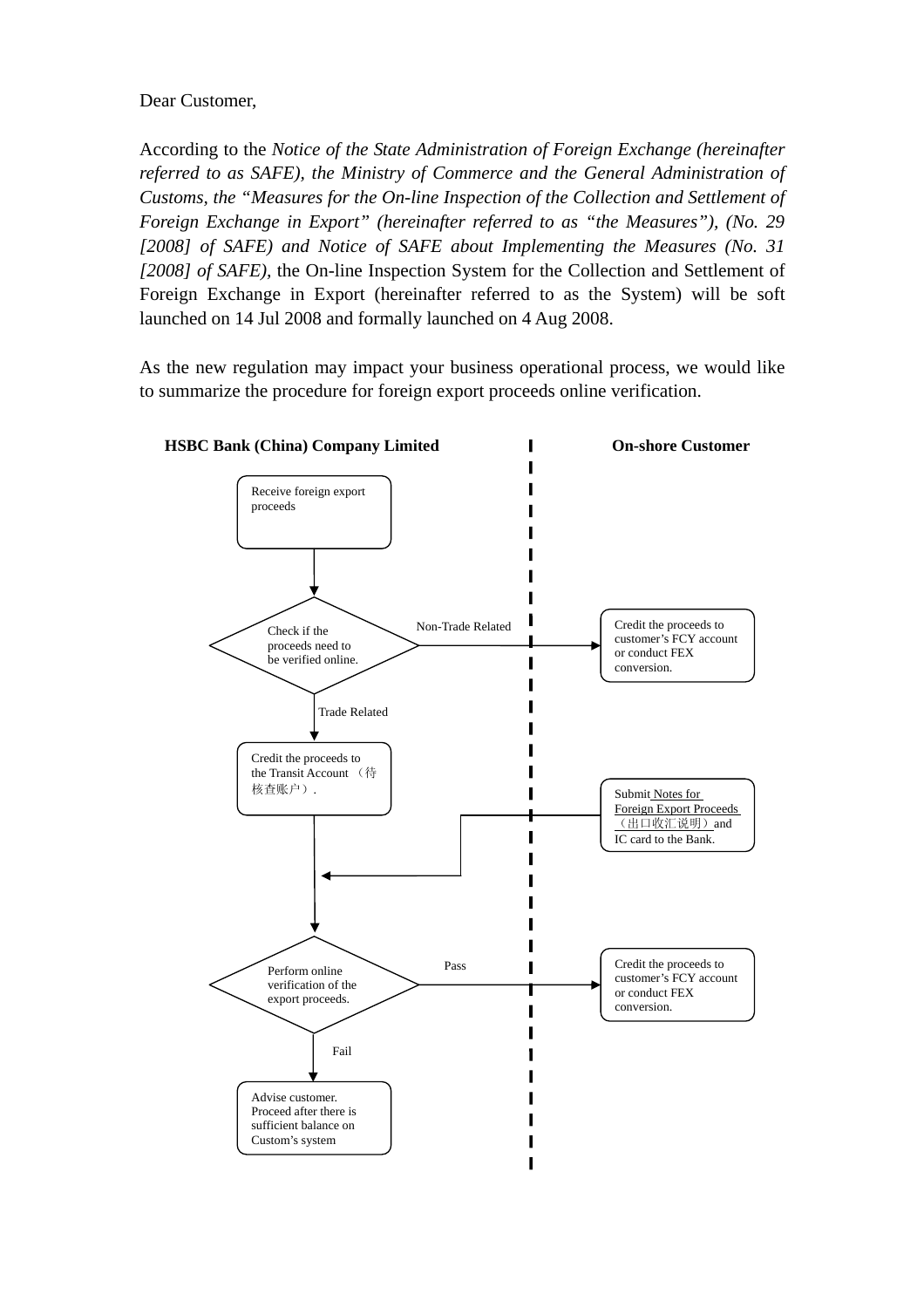Dear Customer,

According to the *Notice of the State Administration of Foreign Exchange (hereinafter referred to as SAFE), the Ministry of Commerce and the General Administration of Customs, the "Measures for the On-line Inspection of the Collection and Settlement of Foreign Exchange in Export" (hereinafter referred to as "the Measures"), (No. 29 [2008] of SAFE) and Notice of SAFE about Implementing the Measures (No. 31 [2008] of SAFE)*, the On-line Inspection System for the Collection and Settlement of Foreign Exchange in Export (hereinafter referred to as the System) will be soft launched on 14 Jul 2008 and formally launched on 4 Aug 2008.

As the new regulation may impact your business operational process, we would like to summarize the procedure for foreign export proceeds online verification.

**HSBC Bank (China) Company Limited** | **On-shore Customer**

Receive foreign export proceeds

Check if the proceeds need to be verified online.

Non-Trade Related

Credit the proceeds to customer's FCY account or conduct FEX conversion.

Trade Related

Credit the proceeds to the Transit Account （待核查账户）.

Submit Notes for Foreign Export Proceeds （出口收汇说明）and IC card to the Bank.

Perform online verification of the export proceeds.

Pass

Credit the proceeds to customer's FCY account or conduct FEX conversion.

Fail

Advise customer. Proceed after there is sufficient balance on Custom's system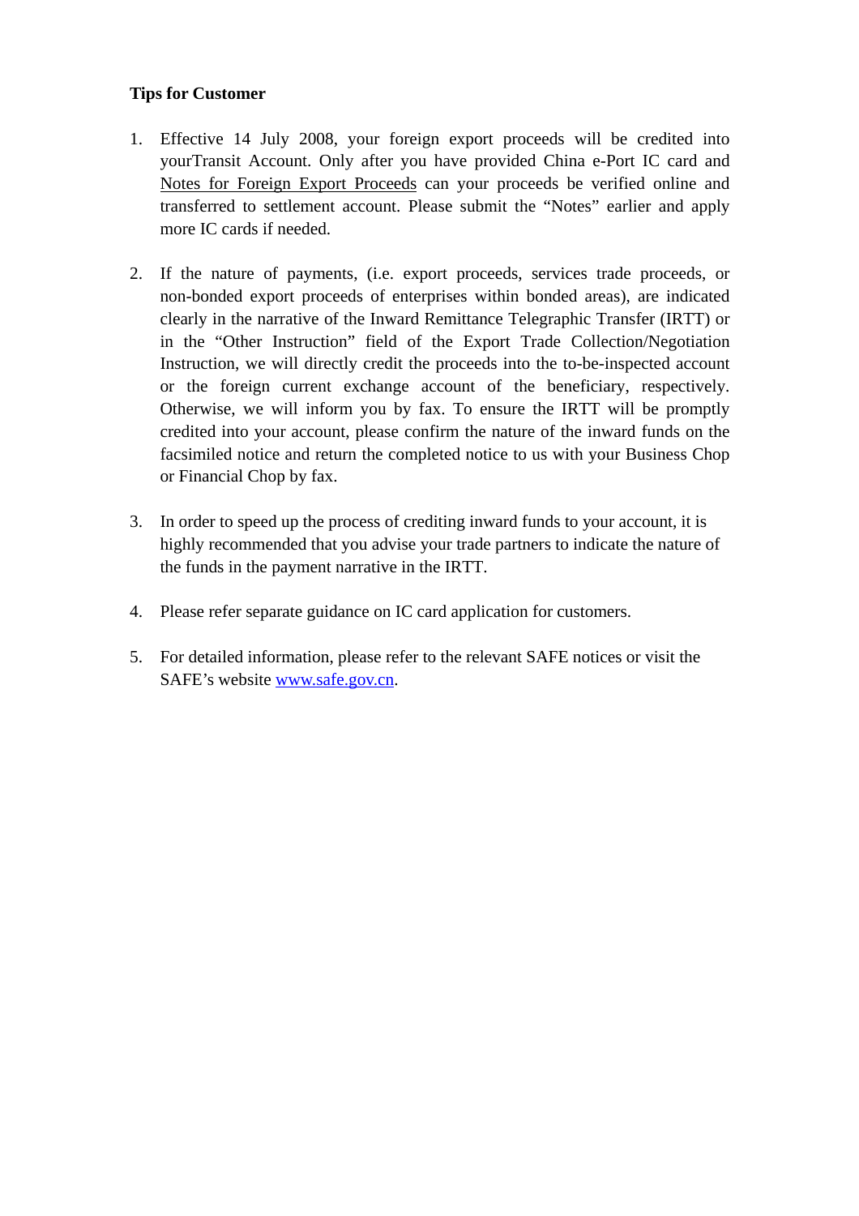**Tips for Customer**

1. Effective 14 July 2008, your foreign export proceeds will be credited into yourTransit Account. Only after you have provided China e-Port IC card and Notes for Foreign Export Proceeds can your proceeds be verified online and transferred to settlement account. Please submit the “Notes” earlier and apply more IC cards if needed.

2. If the nature of payments, (i.e. export proceeds, services trade proceeds, or non-bonded export proceeds of enterprises within bonded areas), are indicated clearly in the narrative of the Inward Remittance Telegraphic Transfer (IRTT) or in the “Other Instruction” field of the Export Trade Collection/Negotiation Instruction, we will directly credit the proceeds into the to-be-inspected account or the foreign current exchange account of the beneficiary, respectively. Otherwise, we will inform you by fax. To ensure the IRTT will be promptly credited into your account, please confirm the nature of the inward funds on the facsimiled notice and return the completed notice to us with your Business Chop or Financial Chop by fax.

3. In order to speed up the process of crediting inward funds to your account, it is highly recommended that you advise your trade partners to indicate the nature of the funds in the payment narrative in the IRTT.

4. Please refer separate guidance on IC card application for customers.

5. For detailed information, please refer to the relevant SAFE notices or visit the SAFE’s website www.safe.gov.cn.